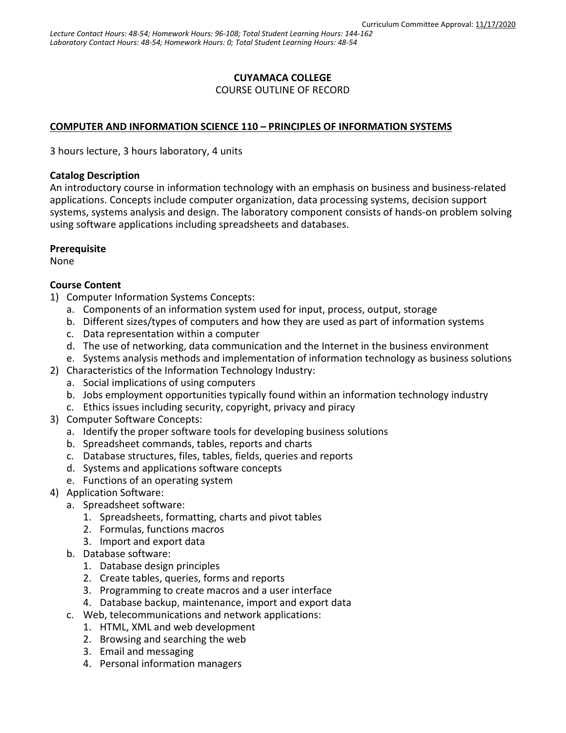Curriculum Committee Approval: 11/17/2020

*Lecture Contact Hours: 48-54; Homework Hours: 96-108; Total Student Learning Hours: 144-162*
*Laboratory Contact Hours: 48-54; Homework Hours: 0; Total Student Learning Hours: 48-54*

**CUYAMACA COLLEGE**
COURSE OUTLINE OF RECORD

**COMPUTER AND INFORMATION SCIENCE 110 – PRINCIPLES OF INFORMATION SYSTEMS**

3 hours lecture, 3 hours laboratory, 4 units

**Catalog Description**
An introductory course in information technology with an emphasis on business and business-related applications. Concepts include computer organization, data processing systems, decision support systems, systems analysis and design. The laboratory component consists of hands-on problem solving using software applications including spreadsheets and databases.

**Prerequisite**
None

**Course Content**

1) Computer Information Systems Concepts:
   a. Components of an information system used for input, process, output, storage
   b. Different sizes/types of computers and how they are used as part of information systems
   c. Data representation within a computer
   d. The use of networking, data communication and the Internet in the business environment
   e. Systems analysis methods and implementation of information technology as business solutions
2) Characteristics of the Information Technology Industry:
   a. Social implications of using computers
   b. Jobs employment opportunities typically found within an information technology industry
   c. Ethics issues including security, copyright, privacy and piracy
3) Computer Software Concepts:
   a. Identify the proper software tools for developing business solutions
   b. Spreadsheet commands, tables, reports and charts
   c. Database structures, files, tables, fields, queries and reports
   d. Systems and applications software concepts
   e. Functions of an operating system
4) Application Software:
   a. Spreadsheet software:
      1. Spreadsheets, formatting, charts and pivot tables
      2. Formulas, functions macros
      3. Import and export data
   b. Database software:
      1. Database design principles
      2. Create tables, queries, forms and reports
      3. Programming to create macros and a user interface
      4. Database backup, maintenance, import and export data
   c. Web, telecommunications and network applications:
      1. HTML, XML and web development
      2. Browsing and searching the web
      3. Email and messaging
      4. Personal information managers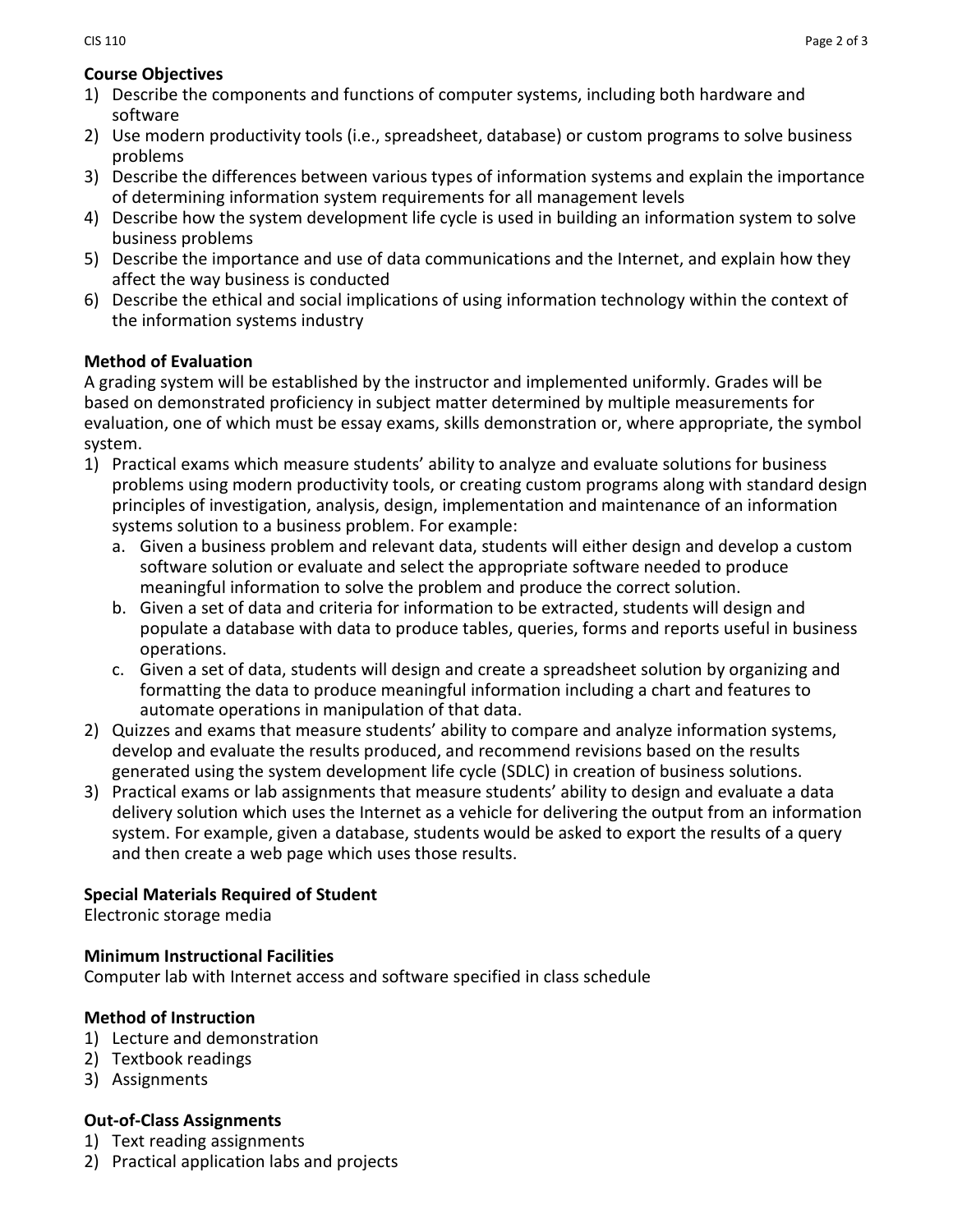## Course Objectives

1) Describe the components and functions of computer systems, including both hardware and software
2) Use modern productivity tools (i.e., spreadsheet, database) or custom programs to solve business problems
3) Describe the differences between various types of information systems and explain the importance of determining information system requirements for all management levels
4) Describe how the system development life cycle is used in building an information system to solve business problems
5) Describe the importance and use of data communications and the Internet, and explain how they affect the way business is conducted
6) Describe the ethical and social implications of using information technology within the context of the information systems industry

## Method of Evaluation

A grading system will be established by the instructor and implemented uniformly. Grades will be based on demonstrated proficiency in subject matter determined by multiple measurements for evaluation, one of which must be essay exams, skills demonstration or, where appropriate, the symbol system.

1) Practical exams which measure students' ability to analyze and evaluate solutions for business problems using modern productivity tools, or creating custom programs along with standard design principles of investigation, analysis, design, implementation and maintenance of an information systems solution to a business problem. For example:
   a. Given a business problem and relevant data, students will either design and develop a custom software solution or evaluate and select the appropriate software needed to produce meaningful information to solve the problem and produce the correct solution.
   b. Given a set of data and criteria for information to be extracted, students will design and populate a database with data to produce tables, queries, forms and reports useful in business operations.
   c. Given a set of data, students will design and create a spreadsheet solution by organizing and formatting the data to produce meaningful information including a chart and features to automate operations in manipulation of that data.
2) Quizzes and exams that measure students' ability to compare and analyze information systems, develop and evaluate the results produced, and recommend revisions based on the results generated using the system development life cycle (SDLC) in creation of business solutions.
3) Practical exams or lab assignments that measure students' ability to design and evaluate a data delivery solution which uses the Internet as a vehicle for delivering the output from an information system. For example, given a database, students would be asked to export the results of a query and then create a web page which uses those results.

## Special Materials Required of Student

Electronic storage media

## Minimum Instructional Facilities

Computer lab with Internet access and software specified in class schedule

## Method of Instruction

1) Lecture and demonstration
2) Textbook readings
3) Assignments

## Out-of-Class Assignments

1) Text reading assignments
2) Practical application labs and projects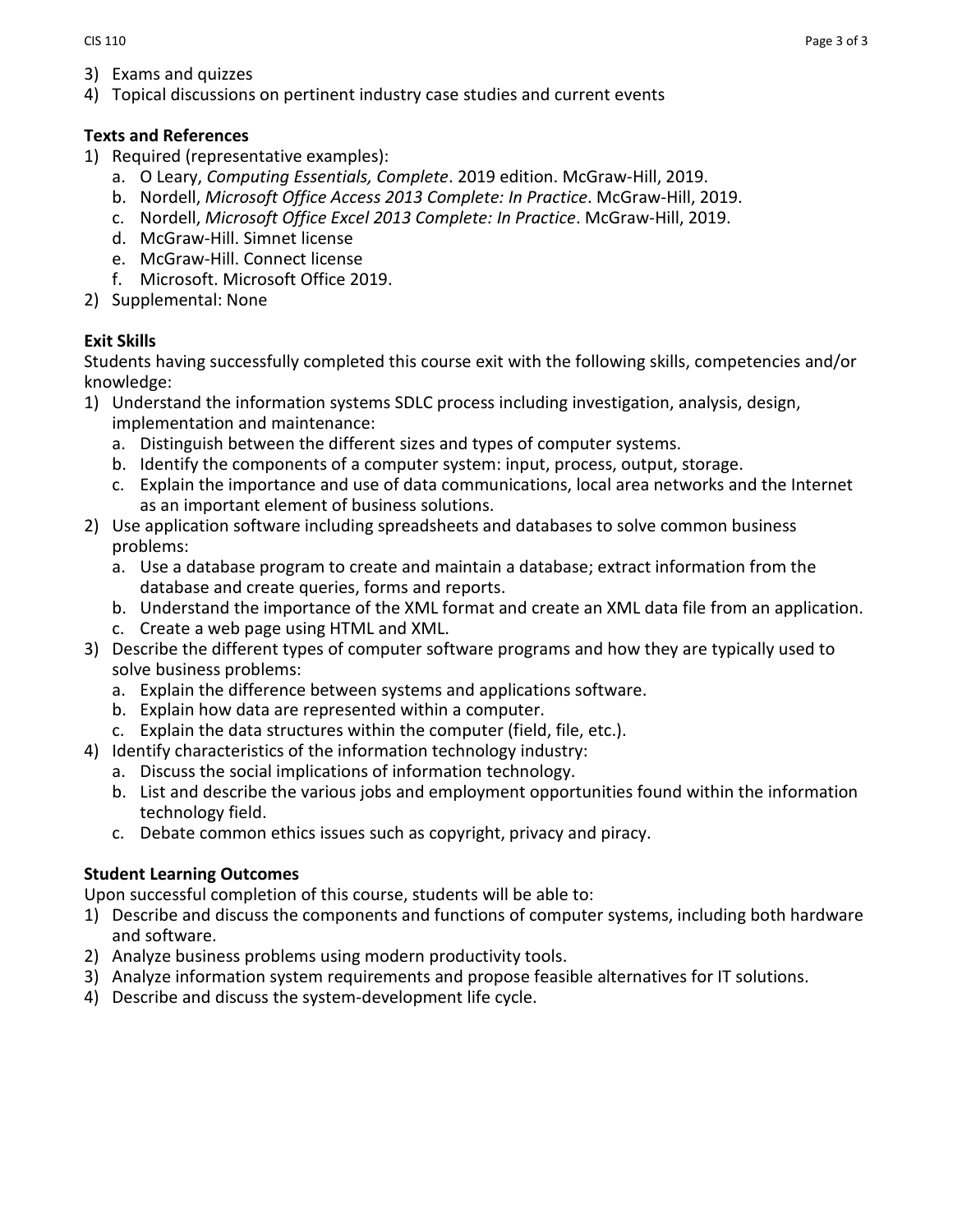3) Exams and quizzes
4) Topical discussions on pertinent industry case studies and current events

**Texts and References**

1) Required (representative examples):
   a. O Leary, *Computing Essentials, Complete*. 2019 edition. McGraw-Hill, 2019.
   b. Nordell, *Microsoft Office Access 2013 Complete: In Practice*. McGraw-Hill, 2019.
   c. Nordell, *Microsoft Office Excel 2013 Complete: In Practice*. McGraw-Hill, 2019.
   d. McGraw-Hill. Simnet license
   e. McGraw-Hill. Connect license
   f. Microsoft. Microsoft Office 2019.
2) Supplemental: None

**Exit Skills**

Students having successfully completed this course exit with the following skills, competencies and/or knowledge:

1) Understand the information systems SDLC process including investigation, analysis, design, implementation and maintenance:
   a. Distinguish between the different sizes and types of computer systems.
   b. Identify the components of a computer system: input, process, output, storage.
   c. Explain the importance and use of data communications, local area networks and the Internet as an important element of business solutions.
2) Use application software including spreadsheets and databases to solve common business problems:
   a. Use a database program to create and maintain a database; extract information from the database and create queries, forms and reports.
   b. Understand the importance of the XML format and create an XML data file from an application.
   c. Create a web page using HTML and XML.
3) Describe the different types of computer software programs and how they are typically used to solve business problems:
   a. Explain the difference between systems and applications software.
   b. Explain how data are represented within a computer.
   c. Explain the data structures within the computer (field, file, etc.).
4) Identify characteristics of the information technology industry:
   a. Discuss the social implications of information technology.
   b. List and describe the various jobs and employment opportunities found within the information technology field.
   c. Debate common ethics issues such as copyright, privacy and piracy.

**Student Learning Outcomes**

Upon successful completion of this course, students will be able to:

1) Describe and discuss the components and functions of computer systems, including both hardware and software.
2) Analyze business problems using modern productivity tools.
3) Analyze information system requirements and propose feasible alternatives for IT solutions.
4) Describe and discuss the system-development life cycle.